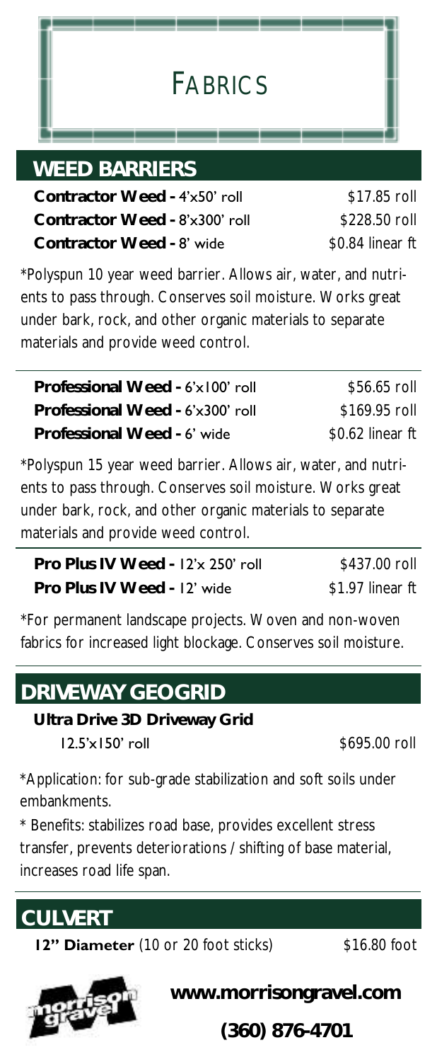# FABRICS

## WEED BARRIERS

| Product | Price |
|---|---|
| **Contractor Weed -** 4'x50' roll | $17.85 roll |
| **Contractor Weed -** 8'x300' roll | $228.50 roll |
| **Contractor Weed -** 8' wide | $0.84 linear ft |

*Polyspun 10 year weed barrier. Allows air, water, and nutrients to pass through. Conserves soil moisture. Works great under bark, rock, and other organic materials to separate materials and provide weed control.

| Product | Price |
|---|---|
| **Professional Weed -** 6'x100' roll | $56.65 roll |
| **Professional Weed -** 6'x300' roll | $169.95 roll |
| **Professional Weed -** 6' wide | $0.62 linear ft |

*Polyspun 15 year weed barrier. Allows air, water, and nutrients to pass through. Conserves soil moisture. Works great under bark, rock, and other organic materials to separate materials and provide weed control.

| Product | Price |
|---|---|
| **Pro Plus IV Weed -** 12'x 250' roll | $437.00 roll |
| **Pro Plus IV Weed -** 12' wide | $1.97 linear ft |

*For permanent landscape projects. Woven and non-woven fabrics for increased light blockage. Conserves soil moisture.

## DRIVEWAY GEOGRID

| Product | Price |
|---|---|
| **Ultra Drive 3D Driveway Grid** 12.5'x150' roll | $695.00 roll |

*Application: for sub-grade stabilization and soft soils under embankments.

* Benefits: stabilizes road base, provides excellent stress transfer, prevents deteriorations / shifting of base material, increases road life span.

## CULVERT

| Product | Price |
|---|---|
| **12" Diameter** (10 or 20 foot sticks) | $16.80 foot |

**www.morrisongravel.com**

**(360) 876-4701**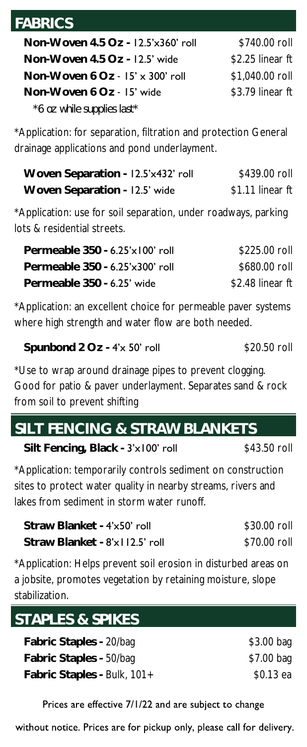## FABRICS

| | |
|---|---|
| **Non-Woven 4.5 Oz -** 12.5'x360' roll | $740.00 roll |
| **Non-Woven 4.5 Oz -** 12.5' wide | $2.25 linear ft |
| **Non-Woven 6 Oz** - 15' x 300' roll | $1,040.00 roll |
| **Non-Woven 6 Oz** - 15' wide | $3.79 linear ft |

*6 oz while supplies last*

*Application: for separation, filtration and protection General drainage applications and pond underlayment.

| | |
|---|---|
| **Woven Separation -** 12.5'x432' roll | $439.00 roll |
| **Woven Separation -** 12.5' wide | $1.11 linear ft |

*Application: use for soil separation, under roadways, parking lots & residential streets.

| | |
|---|---|
| **Permeable 350 -** 6.25'x100' roll | $225.00 roll |
| **Permeable 350 -** 6.25'x300' roll | $680.00 roll |
| **Permeable 350 -** 6.25' wide | $2.48 linear ft |

*Application: an excellent choice for permeable paver systems where high strength and water flow are both needed.

| | |
|---|---|
| **Spunbond 2 Oz -** 4'x 50' roll | $20.50 roll |

*Use to wrap around drainage pipes to prevent clogging. Good for patio & paver underlayment. Separates sand & rock from soil to prevent shifting

## SILT FENCING & STRAW BLANKETS

| | |
|---|---|
| **Silt Fencing, Black -** 3'x100' roll | $43.50 roll |

*Application: temporarily controls sediment on construction sites to protect water quality in nearby streams, rivers and lakes from sediment in storm water runoff.

| | |
|---|---|
| **Straw Blanket -** 4'x50' roll | $30.00 roll |
| **Straw Blanket -** 8'x112.5' roll | $70.00 roll |

*Application: Helps prevent soil erosion in disturbed areas on a jobsite, promotes vegetation by retaining moisture, slope stabilization.

## STAPLES & SPIKES

| | |
|---|---|
| **Fabric Staples -** 20/bag | $3.00 bag |
| **Fabric Staples -** 50/bag | $7.00 bag |
| **Fabric Staples -** Bulk, 101+ | $0.13 ea |

Prices are effective 7/1/22 and are subject to change without notice. Prices are for pickup only, please call for delivery.